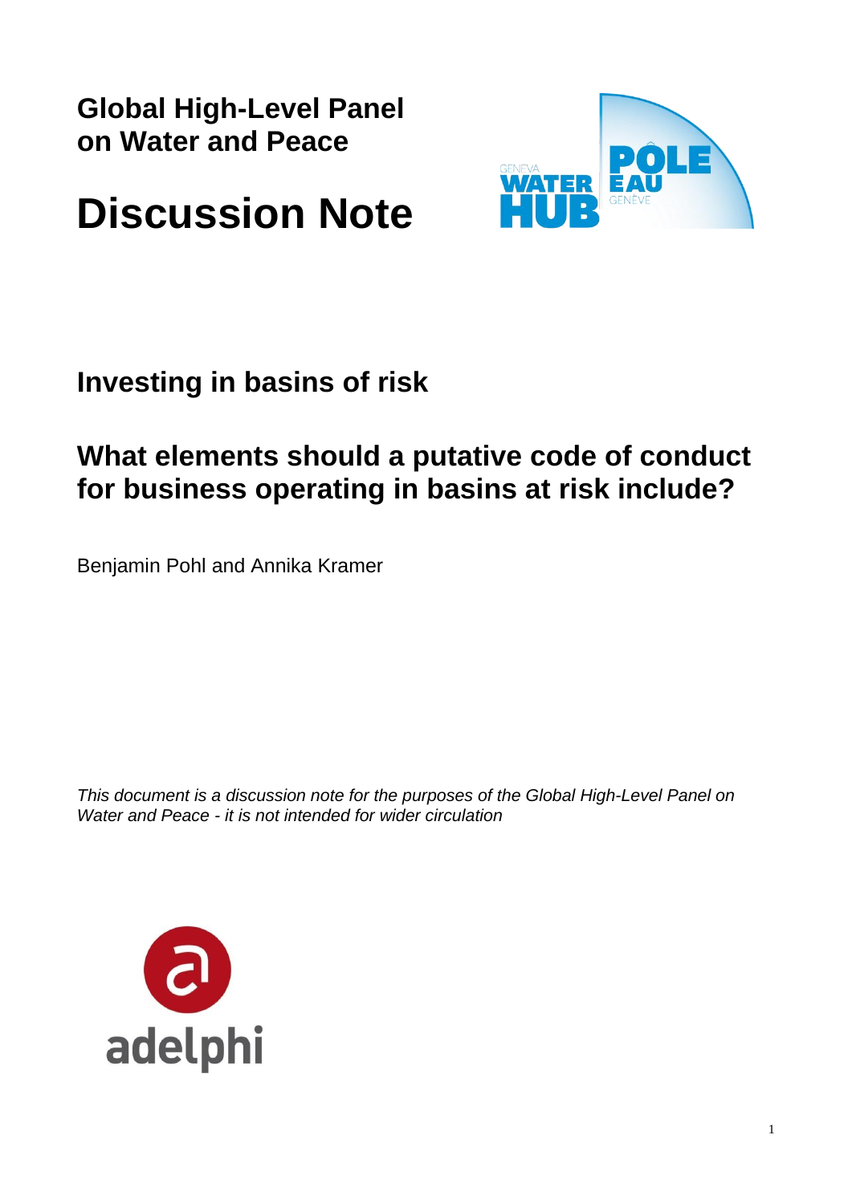**Global High-Level Panel on Water and Peace**

# Discussion Note

## Investing in basins of risk

## What elements should a putative code of conduct for business operating in basins at risk include?

Benjamin Pohl and Annika Kramer

*This document is a discussion note for the purposes of the Global High-Level Panel on Water and Peace - it is not intended for wider circulation*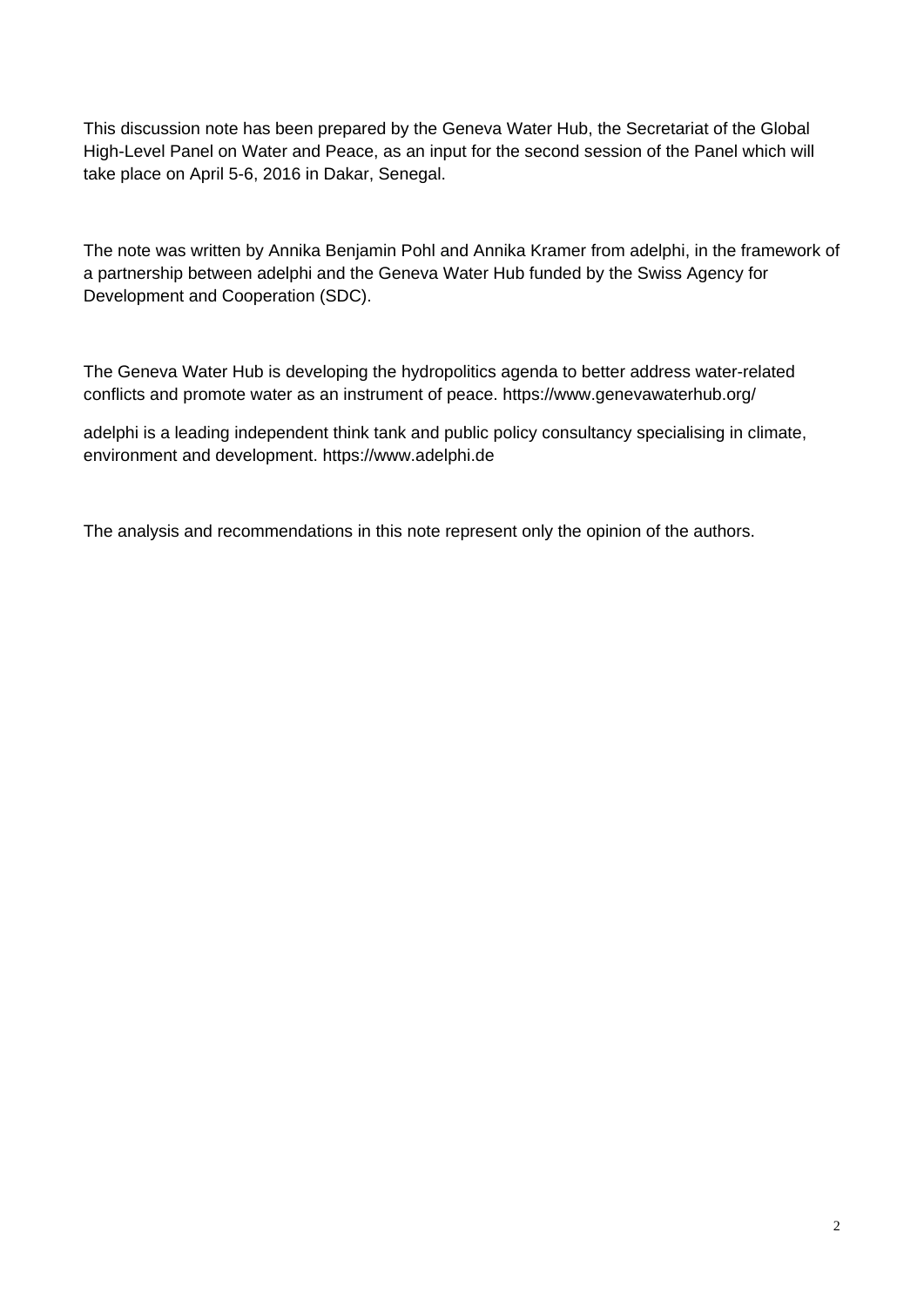This discussion note has been prepared by the Geneva Water Hub, the Secretariat of the Global High-Level Panel on Water and Peace, as an input for the second session of the Panel which will take place on April 5-6, 2016 in Dakar, Senegal.

The note was written by Annika Benjamin Pohl and Annika Kramer from adelphi, in the framework of a partnership between adelphi and the Geneva Water Hub funded by the Swiss Agency for Development and Cooperation (SDC).

The Geneva Water Hub is developing the hydropolitics agenda to better address water-related conflicts and promote water as an instrument of peace. https://www.genevawaterhub.org/

adelphi is a leading independent think tank and public policy consultancy specialising in climate, environment and development. https://www.adelphi.de

The analysis and recommendations in this note represent only the opinion of the authors.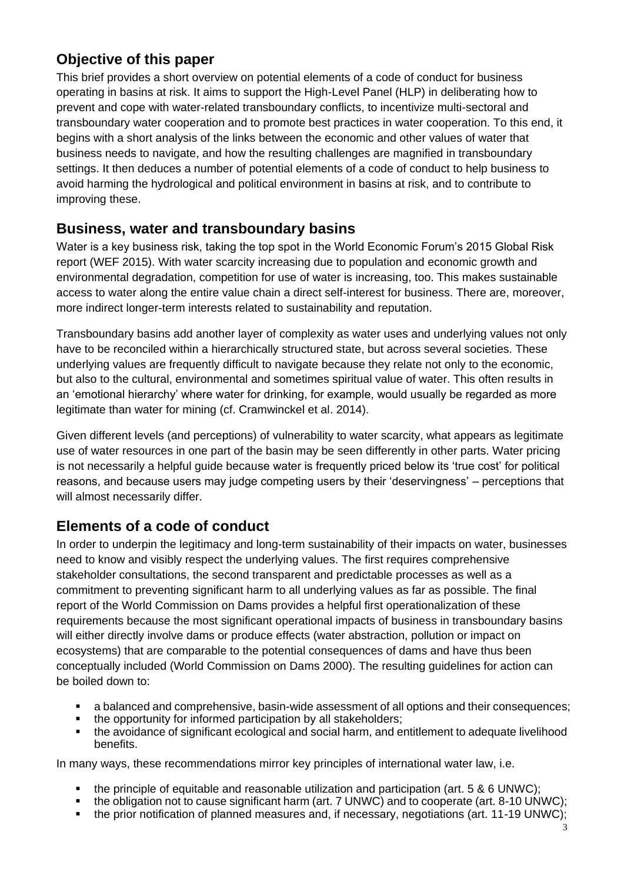## Objective of this paper

This brief provides a short overview on potential elements of a code of conduct for business operating in basins at risk. It aims to support the High-Level Panel (HLP) in deliberating how to prevent and cope with water-related transboundary conflicts, to incentivize multi-sectoral and transboundary water cooperation and to promote best practices in water cooperation. To this end, it begins with a short analysis of the links between the economic and other values of water that business needs to navigate, and how the resulting challenges are magnified in transboundary settings. It then deduces a number of potential elements of a code of conduct to help business to avoid harming the hydrological and political environment in basins at risk, and to contribute to improving these.

## Business, water and transboundary basins

Water is a key business risk, taking the top spot in the World Economic Forum's 2015 Global Risk report (WEF 2015). With water scarcity increasing due to population and economic growth and environmental degradation, competition for use of water is increasing, too. This makes sustainable access to water along the entire value chain a direct self-interest for business. There are, moreover, more indirect longer-term interests related to sustainability and reputation.

Transboundary basins add another layer of complexity as water uses and underlying values not only have to be reconciled within a hierarchically structured state, but across several societies. These underlying values are frequently difficult to navigate because they relate not only to the economic, but also to the cultural, environmental and sometimes spiritual value of water. This often results in an 'emotional hierarchy' where water for drinking, for example, would usually be regarded as more legitimate than water for mining (cf. Cramwinckel et al. 2014).

Given different levels (and perceptions) of vulnerability to water scarcity, what appears as legitimate use of water resources in one part of the basin may be seen differently in other parts. Water pricing is not necessarily a helpful guide because water is frequently priced below its 'true cost' for political reasons, and because users may judge competing users by their 'deservingness' – perceptions that will almost necessarily differ.

## Elements of a code of conduct

In order to underpin the legitimacy and long-term sustainability of their impacts on water, businesses need to know and visibly respect the underlying values. The first requires comprehensive stakeholder consultations, the second transparent and predictable processes as well as a commitment to preventing significant harm to all underlying values as far as possible. The final report of the World Commission on Dams provides a helpful first operationalization of these requirements because the most significant operational impacts of business in transboundary basins will either directly involve dams or produce effects (water abstraction, pollution or impact on ecosystems) that are comparable to the potential consequences of dams and have thus been conceptually included (World Commission on Dams 2000). The resulting guidelines for action can be boiled down to:

- a balanced and comprehensive, basin-wide assessment of all options and their consequences;
- the opportunity for informed participation by all stakeholders;
- the avoidance of significant ecological and social harm, and entitlement to adequate livelihood benefits.

In many ways, these recommendations mirror key principles of international water law, i.e.

- the principle of equitable and reasonable utilization and participation (art. 5 & 6 UNWC);
- the obligation not to cause significant harm (art. 7 UNWC) and to cooperate (art. 8-10 UNWC);
- the prior notification of planned measures and, if necessary, negotiations (art. 11-19 UNWC);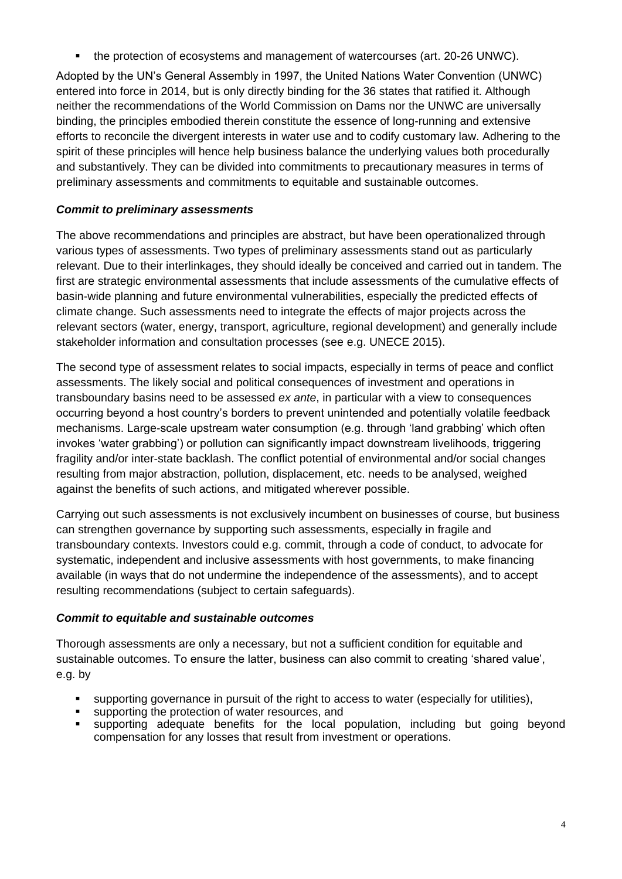- the protection of ecosystems and management of watercourses (art. 20-26 UNWC).

Adopted by the UN's General Assembly in 1997, the United Nations Water Convention (UNWC) entered into force in 2014, but is only directly binding for the 36 states that ratified it. Although neither the recommendations of the World Commission on Dams nor the UNWC are universally binding, the principles embodied therein constitute the essence of long-running and extensive efforts to reconcile the divergent interests in water use and to codify customary law. Adhering to the spirit of these principles will hence help business balance the underlying values both procedurally and substantively. They can be divided into commitments to precautionary measures in terms of preliminary assessments and commitments to equitable and sustainable outcomes.

### *Commit to preliminary assessments*

The above recommendations and principles are abstract, but have been operationalized through various types of assessments. Two types of preliminary assessments stand out as particularly relevant. Due to their interlinkages, they should ideally be conceived and carried out in tandem. The first are strategic environmental assessments that include assessments of the cumulative effects of basin-wide planning and future environmental vulnerabilities, especially the predicted effects of climate change. Such assessments need to integrate the effects of major projects across the relevant sectors (water, energy, transport, agriculture, regional development) and generally include stakeholder information and consultation processes (see e.g. UNECE 2015).

The second type of assessment relates to social impacts, especially in terms of peace and conflict assessments. The likely social and political consequences of investment and operations in transboundary basins need to be assessed *ex ante*, in particular with a view to consequences occurring beyond a host country's borders to prevent unintended and potentially volatile feedback mechanisms. Large-scale upstream water consumption (e.g. through 'land grabbing' which often invokes 'water grabbing') or pollution can significantly impact downstream livelihoods, triggering fragility and/or inter-state backlash. The conflict potential of environmental and/or social changes resulting from major abstraction, pollution, displacement, etc. needs to be analysed, weighed against the benefits of such actions, and mitigated wherever possible.

Carrying out such assessments is not exclusively incumbent on businesses of course, but business can strengthen governance by supporting such assessments, especially in fragile and transboundary contexts. Investors could e.g. commit, through a code of conduct, to advocate for systematic, independent and inclusive assessments with host governments, to make financing available (in ways that do not undermine the independence of the assessments), and to accept resulting recommendations (subject to certain safeguards).

### *Commit to equitable and sustainable outcomes*

Thorough assessments are only a necessary, but not a sufficient condition for equitable and sustainable outcomes. To ensure the latter, business can also commit to creating 'shared value', e.g. by

- supporting governance in pursuit of the right to access to water (especially for utilities),
- supporting the protection of water resources, and
- supporting adequate benefits for the local population, including but going beyond compensation for any losses that result from investment or operations.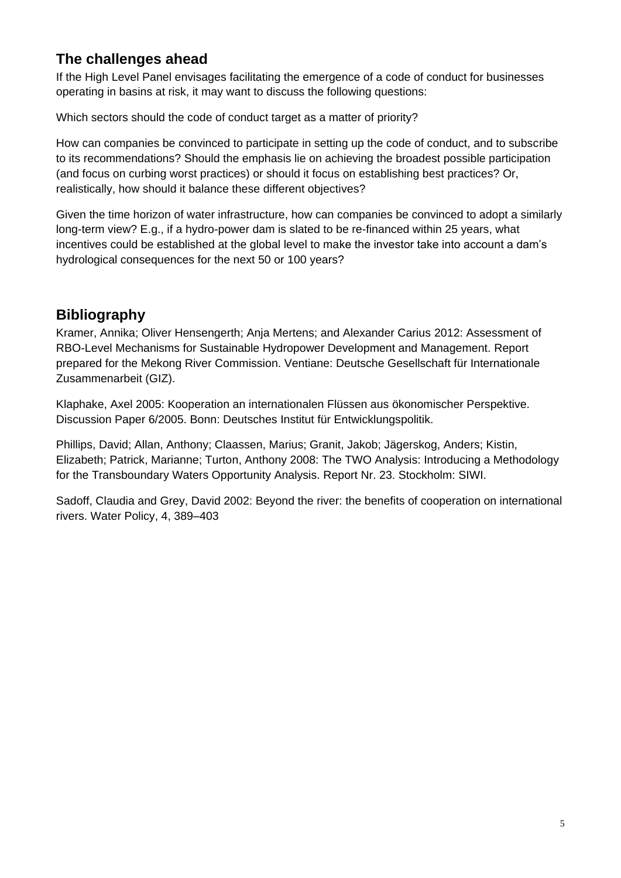## The challenges ahead

If the High Level Panel envisages facilitating the emergence of a code of conduct for businesses operating in basins at risk, it may want to discuss the following questions:

Which sectors should the code of conduct target as a matter of priority?

How can companies be convinced to participate in setting up the code of conduct, and to subscribe to its recommendations? Should the emphasis lie on achieving the broadest possible participation (and focus on curbing worst practices) or should it focus on establishing best practices? Or, realistically, how should it balance these different objectives?

Given the time horizon of water infrastructure, how can companies be convinced to adopt a similarly long-term view? E.g., if a hydro-power dam is slated to be re-financed within 25 years, what incentives could be established at the global level to make the investor take into account a dam's hydrological consequences for the next 50 or 100 years?

## Bibliography

Kramer, Annika; Oliver Hensengerth; Anja Mertens; and Alexander Carius 2012: Assessment of RBO-Level Mechanisms for Sustainable Hydropower Development and Management. Report prepared for the Mekong River Commission. Ventiane: Deutsche Gesellschaft für Internationale Zusammenarbeit (GIZ).

Klaphake, Axel 2005: Kooperation an internationalen Flüssen aus ökonomischer Perspektive. Discussion Paper 6/2005. Bonn: Deutsches Institut für Entwicklungspolitik.

Phillips, David; Allan, Anthony; Claassen, Marius; Granit, Jakob; Jägerskog, Anders; Kistin, Elizabeth; Patrick, Marianne; Turton, Anthony 2008: The TWO Analysis: Introducing a Methodology for the Transboundary Waters Opportunity Analysis. Report Nr. 23. Stockholm: SIWI.

Sadoff, Claudia and Grey, David 2002: Beyond the river: the benefits of cooperation on international rivers. Water Policy, 4, 389–403